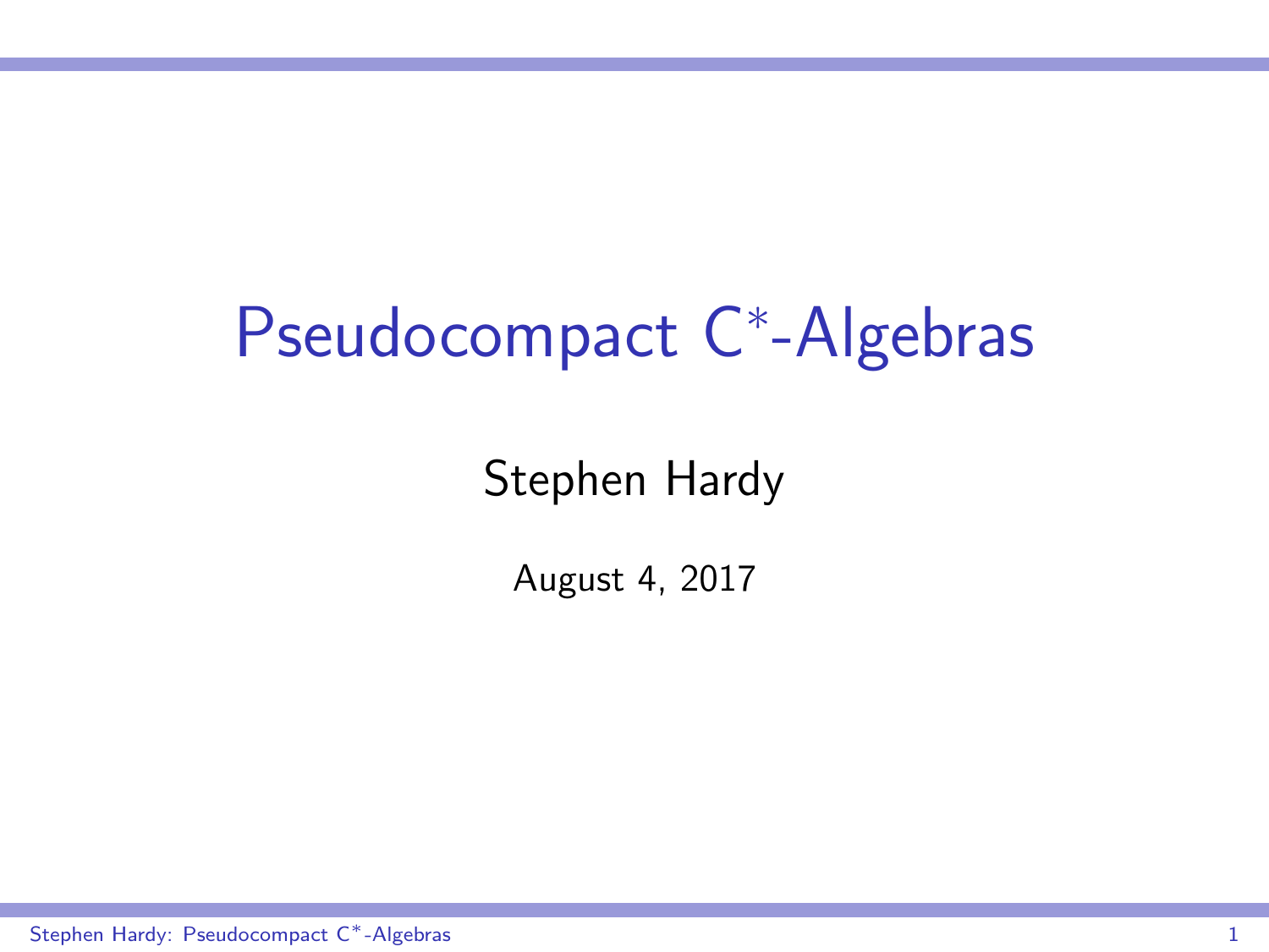# Pseudocompact $C^*$-Algebras

Stephen Hardy

August 4, 2017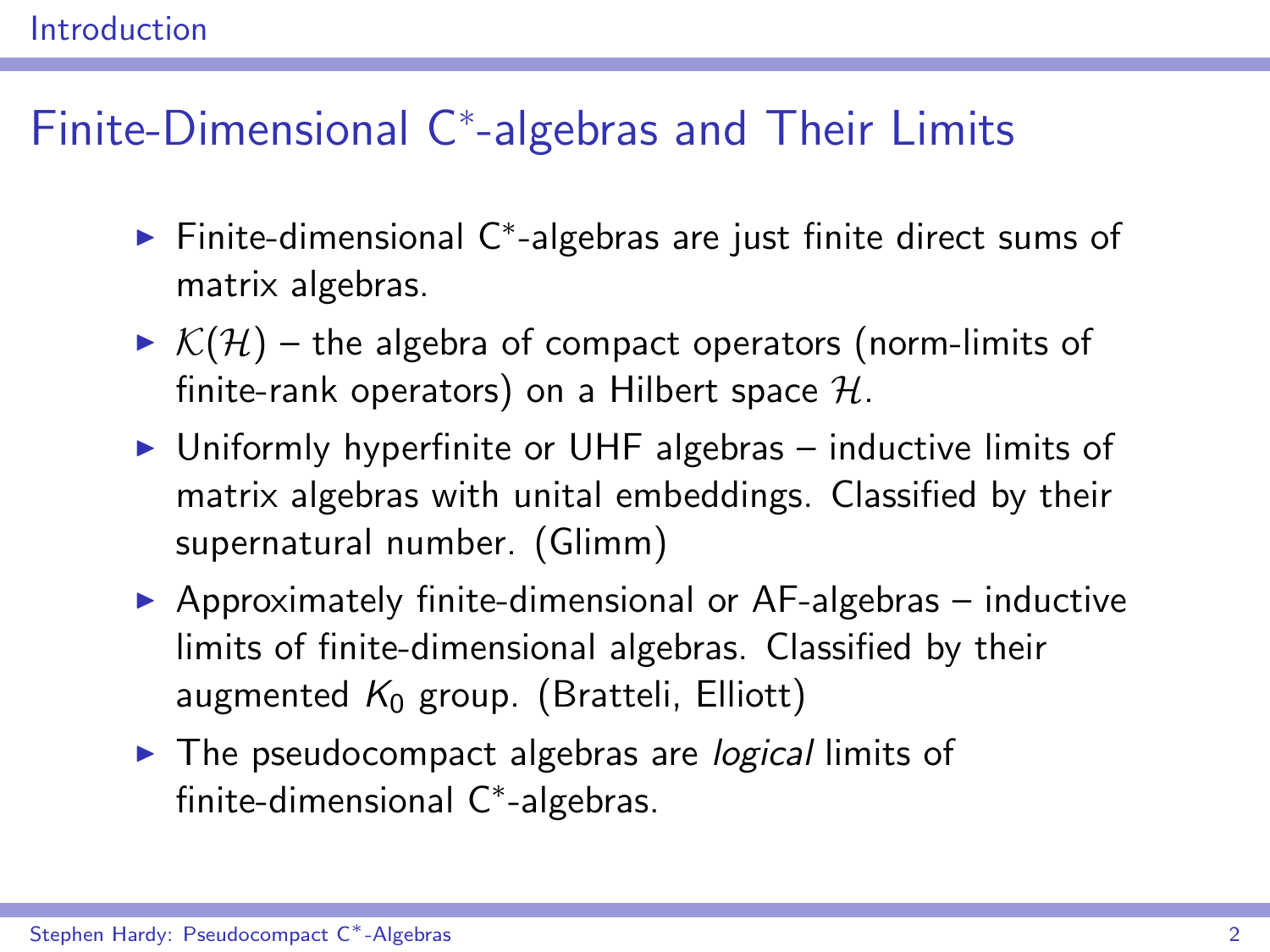# Finite-Dimensional C$^*$-algebras and Their Limits

- Finite-dimensional C$^*$-algebras are just finite direct sums of matrix algebras.
- $\mathcal{K}(\mathcal{H})$ – the algebra of compact operators (norm-limits of finite-rank operators) on a Hilbert space $\mathcal{H}$.
- Uniformly hyperfinite or UHF algebras – inductive limits of matrix algebras with unital embeddings. Classified by their supernatural number. (Glimm)
- Approximately finite-dimensional or AF-algebras – inductive limits of finite-dimensional algebras. Classified by their augmented $K_0$ group. (Bratteli, Elliott)
- The pseudocompact algebras are *logical* limits of finite-dimensional C$^*$-algebras.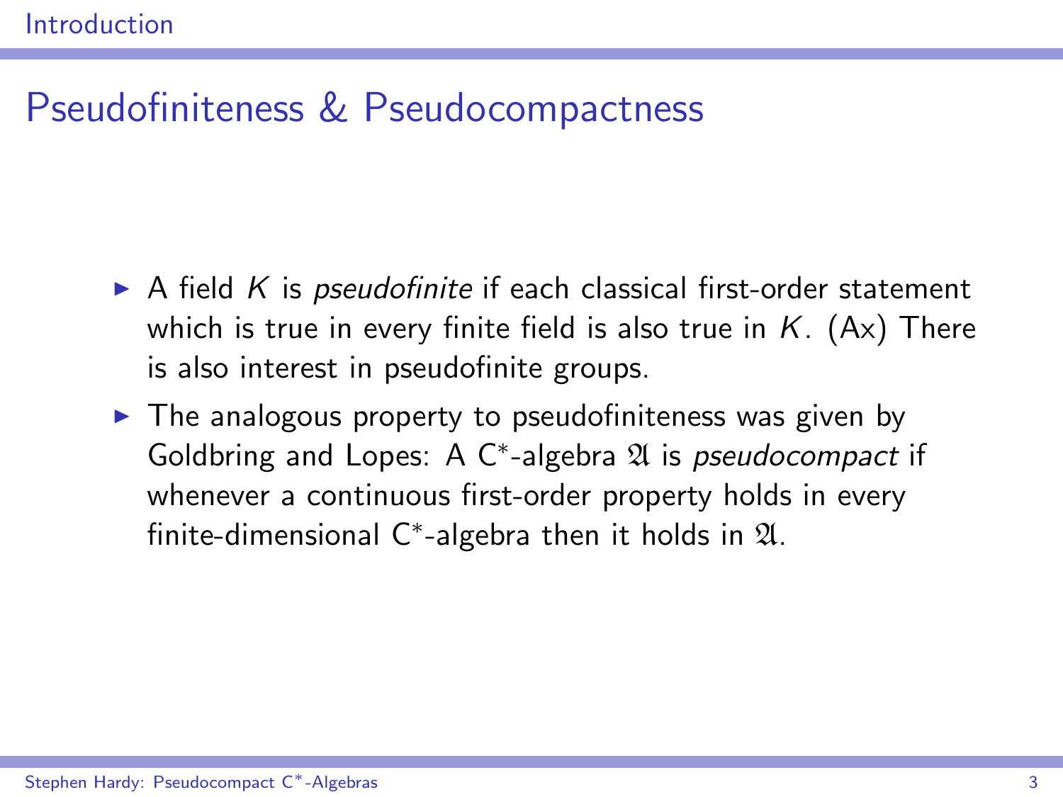# Pseudofiniteness & Pseudocompactness

- A field $K$ is *pseudofinite* if each classical first-order statement which is true in every finite field is also true in $K$. (Ax) There is also interest in pseudofinite groups.
- The analogous property to pseudofiniteness was given by Goldbring and Lopes: A C$^*$-algebra $\mathfrak{A}$ is *pseudocompact* if whenever a continuous first-order property holds in every finite-dimensional C$^*$-algebra then it holds in $\mathfrak{A}$.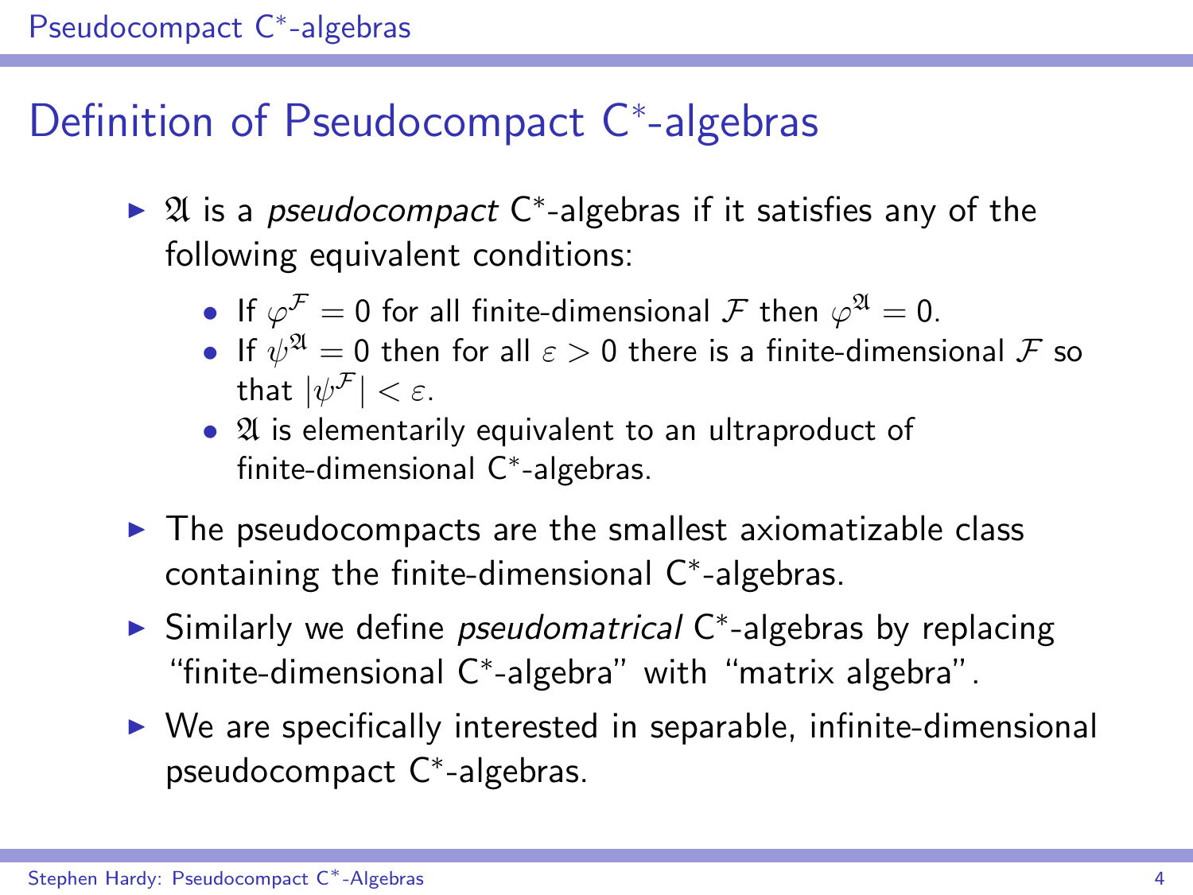# Definition of Pseudocompact C*-algebras

- $\mathfrak{A}$ is a *pseudocompact* C*-algebras if it satisfies any of the following equivalent conditions:
  - If $\varphi^{\mathcal{F}} = 0$ for all finite-dimensional $\mathcal{F}$ then $\varphi^{\mathfrak{A}} = 0$.
  - If $\psi^{\mathfrak{A}} = 0$ then for all $\varepsilon > 0$ there is a finite-dimensional $\mathcal{F}$ so that $|\psi^{\mathcal{F}}| < \varepsilon$.
  - $\mathfrak{A}$ is elementarily equivalent to an ultraproduct of finite-dimensional C*-algebras.
- The pseudocompacts are the smallest axiomatizable class containing the finite-dimensional C*-algebras.
- Similarly we define *pseudomatrical* C*-algebras by replacing "finite-dimensional C*-algebra" with "matrix algebra".
- We are specifically interested in separable, infinite-dimensional pseudocompact C*-algebras.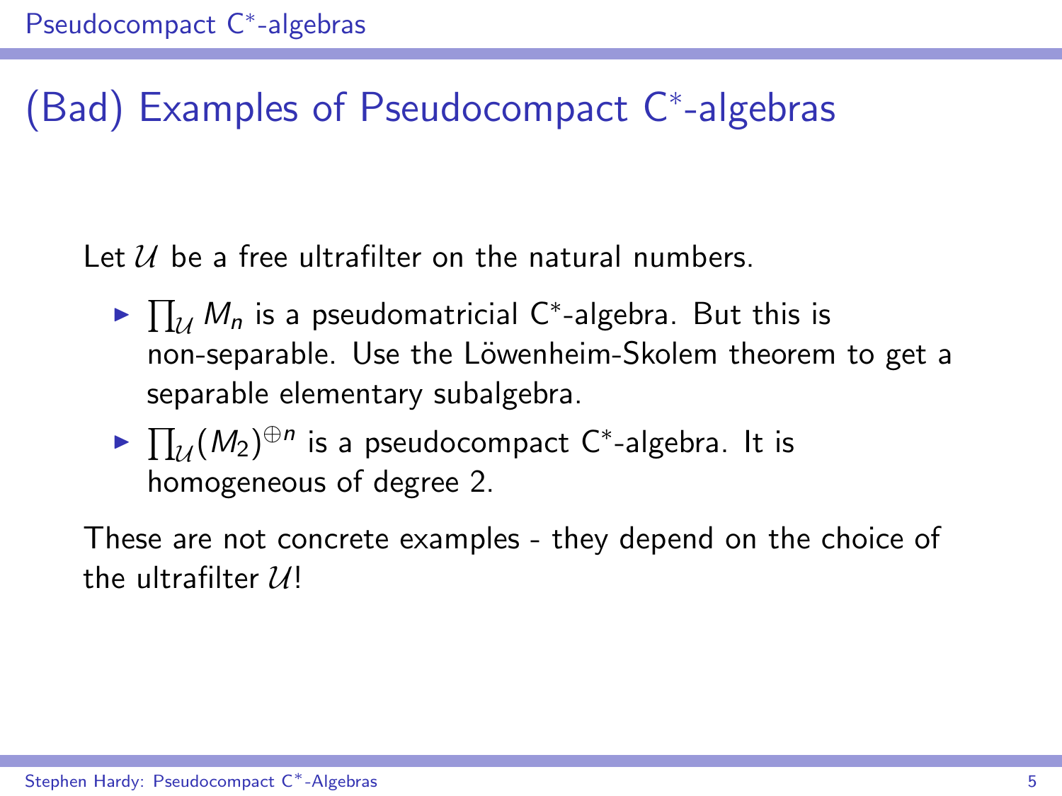# (Bad) Examples of Pseudocompact C$^*$-algebras

Let $\mathcal{U}$ be a free ultrafilter on the natural numbers.

- $\prod_{\mathcal{U}} M_n$ is a pseudomatricial C$^*$-algebra. But this is non-separable. Use the Löwenheim-Skolem theorem to get a separable elementary subalgebra.
- $\prod_{\mathcal{U}} (M_2)^{\oplus n}$ is a pseudocompact C$^*$-algebra. It is homogeneous of degree 2.

These are not concrete examples - they depend on the choice of the ultrafilter $\mathcal{U}$!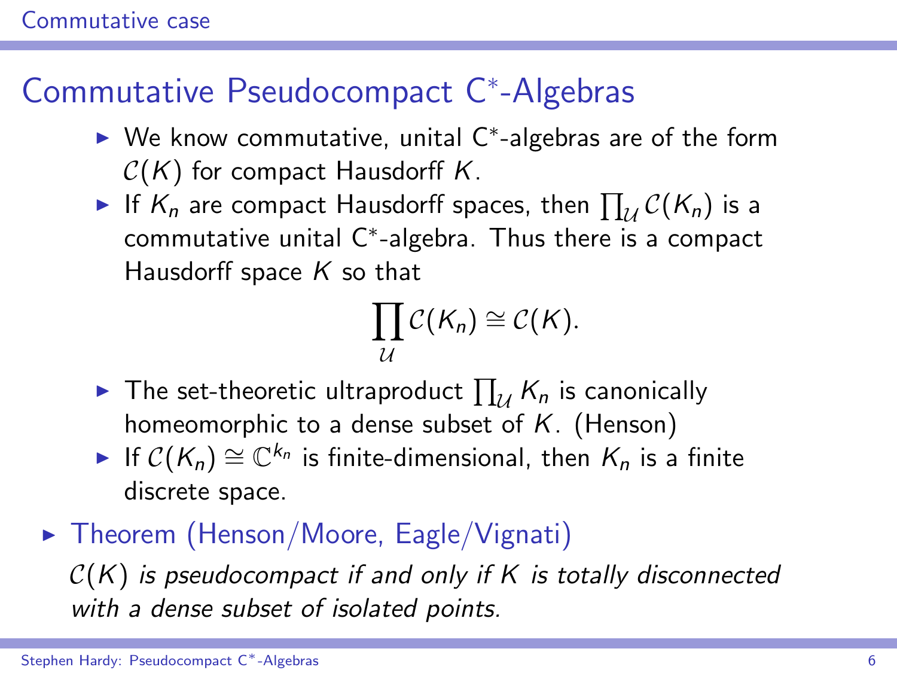# Commutative Pseudocompact C$^*$-Algebras

- We know commutative, unital C$^*$-algebras are of the form $\mathcal{C}(K)$ for compact Hausdorff $K$.
- If $K_n$ are compact Hausdorff spaces, then $\prod_{\mathcal{U}} \mathcal{C}(K_n)$ is a commutative unital C$^*$-algebra. Thus there is a compact Hausdorff space $K$ so that

$$\prod_{\mathcal{U}} \mathcal{C}(K_n) \cong \mathcal{C}(K).$$

- The set-theoretic ultraproduct $\prod_{\mathcal{U}} K_n$ is canonically homeomorphic to a dense subset of $K$. (Henson)
- If $\mathcal{C}(K_n) \cong \mathbb{C}^{k_n}$ is finite-dimensional, then $K_n$ is a finite discrete space.

- Theorem (Henson/Moore, Eagle/Vignati)

  *$\mathcal{C}(K)$ is pseudocompact if and only if $K$ is totally disconnected with a dense subset of isolated points.*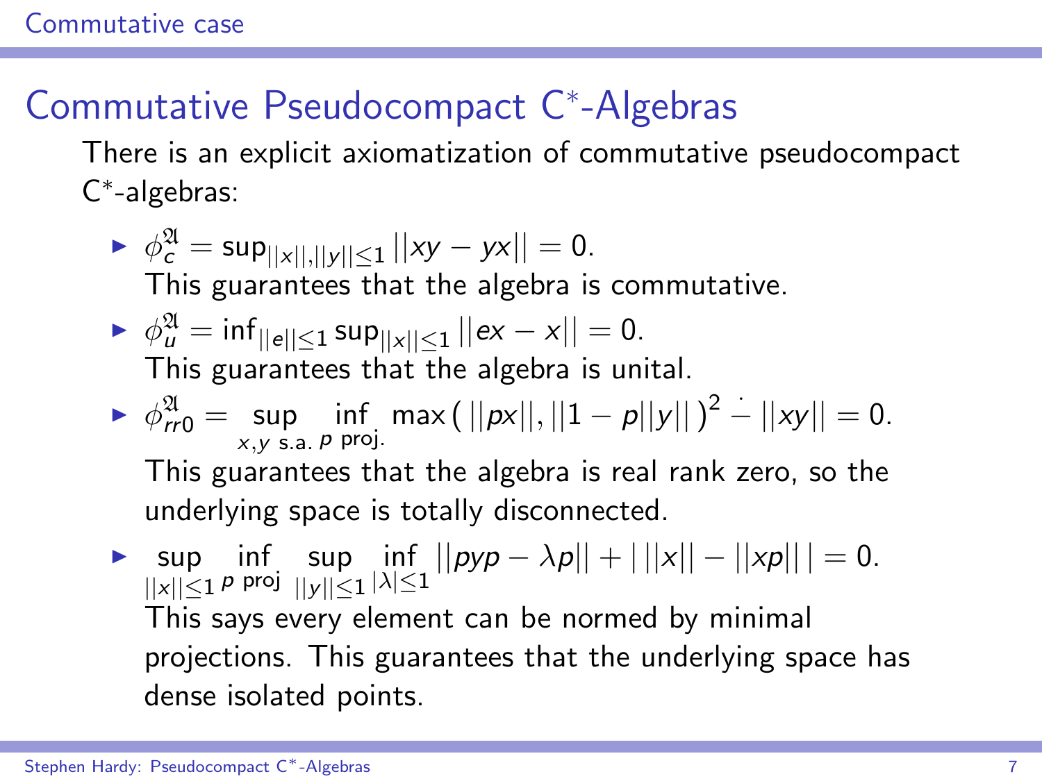## Commutative Pseudocompact C*-Algebras

There is an explicit axiomatization of commutative pseudocompact C*-algebras:

- $\phi_c^{\mathfrak{A}} = \sup_{||x||,||y|| \leq 1} ||xy - yx|| = 0.$
  This guarantees that the algebra is commutative.
- $\phi_u^{\mathfrak{A}} = \inf_{||e|| \leq 1} \sup_{||x|| \leq 1} ||ex - x|| = 0.$
  This guarantees that the algebra is unital.
- $\phi_{rr0}^{\mathfrak{A}} = \sup_{x,y \text{ s.a.}} \inf_{p \text{ proj.}} \max\left( ||px||, ||1-p||y|| \right)^2 \dot{-} ||xy|| = 0.$
  This guarantees that the algebra is real rank zero, so the underlying space is totally disconnected.
- $\sup_{||x|| \leq 1} \inf_{p \text{ proj}} \sup_{||y|| \leq 1} \inf_{|\lambda| \leq 1} ||pyp - \lambda p|| + |\, ||x|| - ||xp|| \,| = 0.$
  This says every element can be normed by minimal projections. This guarantees that the underlying space has dense isolated points.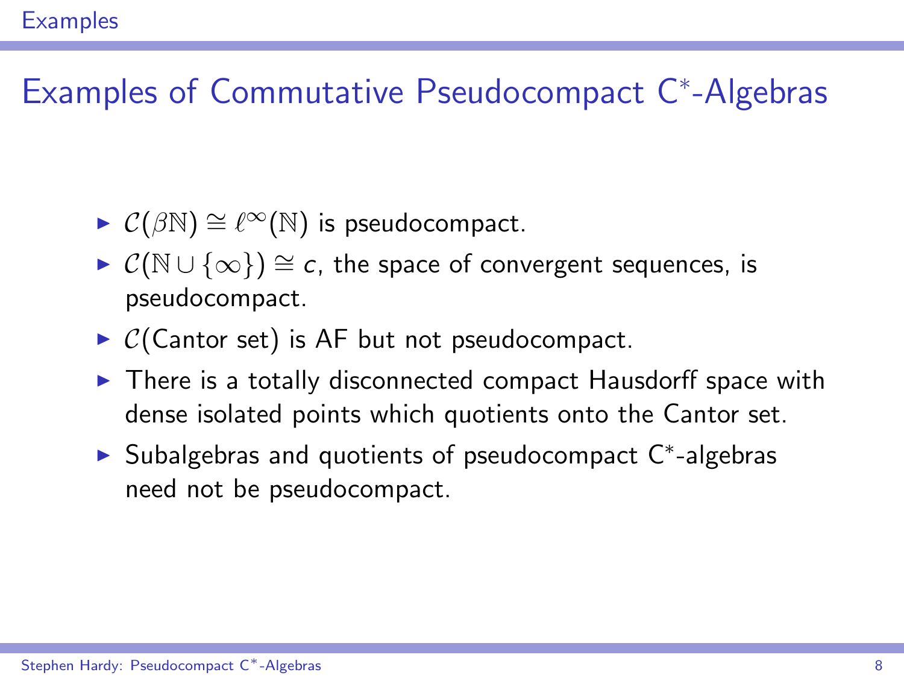# Examples of Commutative Pseudocompact C*-Algebras

- $\mathcal{C}(\beta\mathbb{N}) \cong \ell^\infty(\mathbb{N})$ is pseudocompact.
- $\mathcal{C}(\mathbb{N} \cup \{\infty\}) \cong c$, the space of convergent sequences, is pseudocompact.
- $\mathcal{C}$(Cantor set) is AF but not pseudocompact.
- There is a totally disconnected compact Hausdorff space with dense isolated points which quotients onto the Cantor set.
- Subalgebras and quotients of pseudocompact C*-algebras need not be pseudocompact.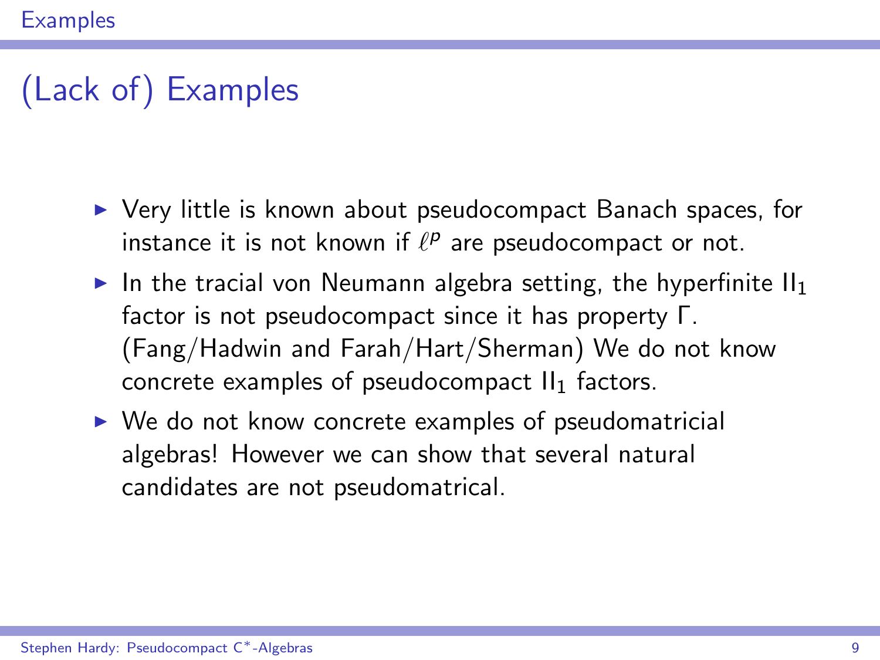# (Lack of) Examples

- Very little is known about pseudocompact Banach spaces, for instance it is not known if $\ell^p$ are pseudocompact or not.
- In the tracial von Neumann algebra setting, the hyperfinite $\mathrm{II}_1$ factor is not pseudocompact since it has property $\Gamma$. (Fang/Hadwin and Farah/Hart/Sherman) We do not know concrete examples of pseudocompact $\mathrm{II}_1$ factors.
- We do not know concrete examples of pseudomatricial algebras! However we can show that several natural candidates are not pseudomatrical.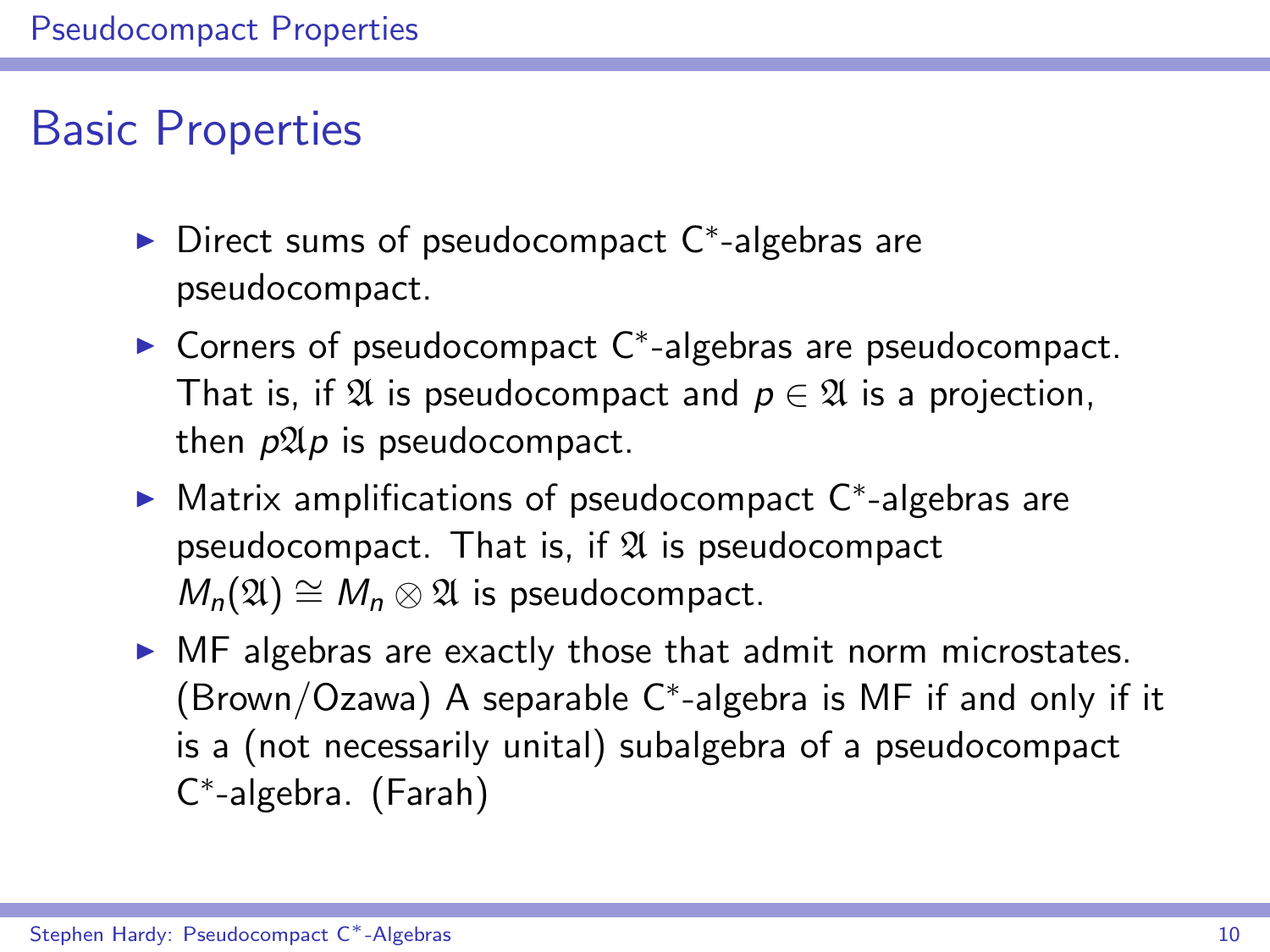## Basic Properties

- Direct sums of pseudocompact C$^*$-algebras are pseudocompact.
- Corners of pseudocompact C$^*$-algebras are pseudocompact. That is, if $\mathfrak{A}$ is pseudocompact and $p \in \mathfrak{A}$ is a projection, then $p\mathfrak{A}p$ is pseudocompact.
- Matrix amplifications of pseudocompact C$^*$-algebras are pseudocompact. That is, if $\mathfrak{A}$ is pseudocompact $M_n(\mathfrak{A}) \cong M_n \otimes \mathfrak{A}$ is pseudocompact.
- MF algebras are exactly those that admit norm microstates. (Brown/Ozawa) A separable C$^*$-algebra is MF if and only if it is a (not necessarily unital) subalgebra of a pseudocompact C$^*$-algebra. (Farah)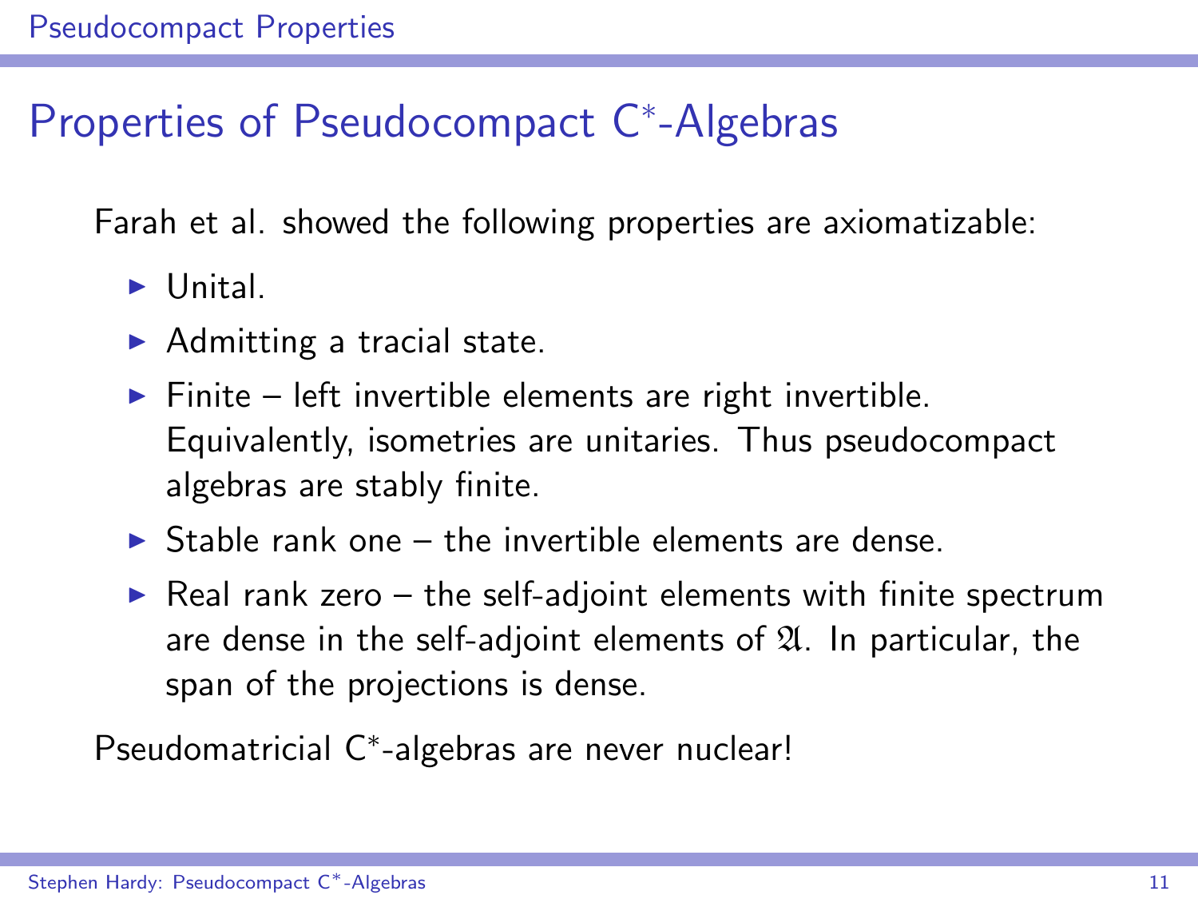# Properties of Pseudocompact C*-Algebras

Farah et al. showed the following properties are axiomatizable:

- Unital.
- Admitting a tracial state.
- Finite – left invertible elements are right invertible. Equivalently, isometries are unitaries. Thus pseudocompact algebras are stably finite.
- Stable rank one – the invertible elements are dense.
- Real rank zero – the self-adjoint elements with finite spectrum are dense in the self-adjoint elements of $\mathfrak{A}$. In particular, the span of the projections is dense.

Pseudomatricial C*-algebras are never nuclear!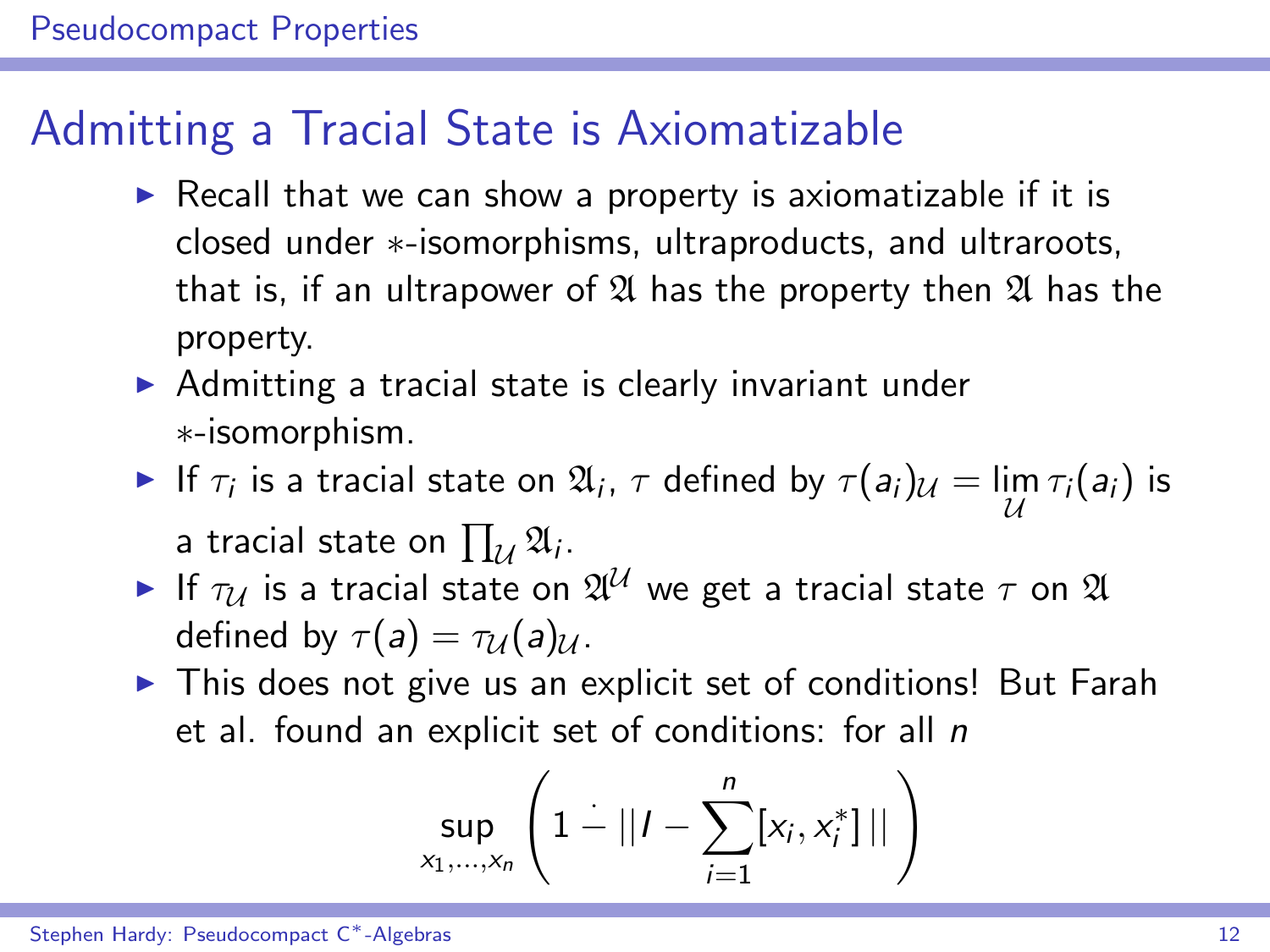## Admitting a Tracial State is Axiomatizable

- Recall that we can show a property is axiomatizable if it is closed under $*$-isomorphisms, ultraproducts, and ultraroots, that is, if an ultrapower of $\mathfrak{A}$ has the property then $\mathfrak{A}$ has the property.
- Admitting a tracial state is clearly invariant under $*$-isomorphism.
- If $\tau_i$ is a tracial state on $\mathfrak{A}_i$, $\tau$ defined by $\tau(a_i)_\mathcal{U} = \lim_\mathcal{U} \tau_i(a_i)$ is a tracial state on $\prod_\mathcal{U} \mathfrak{A}_i$.
- If $\tau_\mathcal{U}$ is a tracial state on $\mathfrak{A}^\mathcal{U}$ we get a tracial state $\tau$ on $\mathfrak{A}$ defined by $\tau(a) = \tau_\mathcal{U}(a)_\mathcal{U}$.
- This does not give us an explicit set of conditions! But Farah et al. found an explicit set of conditions: for all $n$

$$\sup_{x_1,\ldots,x_n} \left( 1 \dot{-} \left|\left| I - \sum_{i=1}^{n} [x_i, x_i^*] \right|\right| \right)$$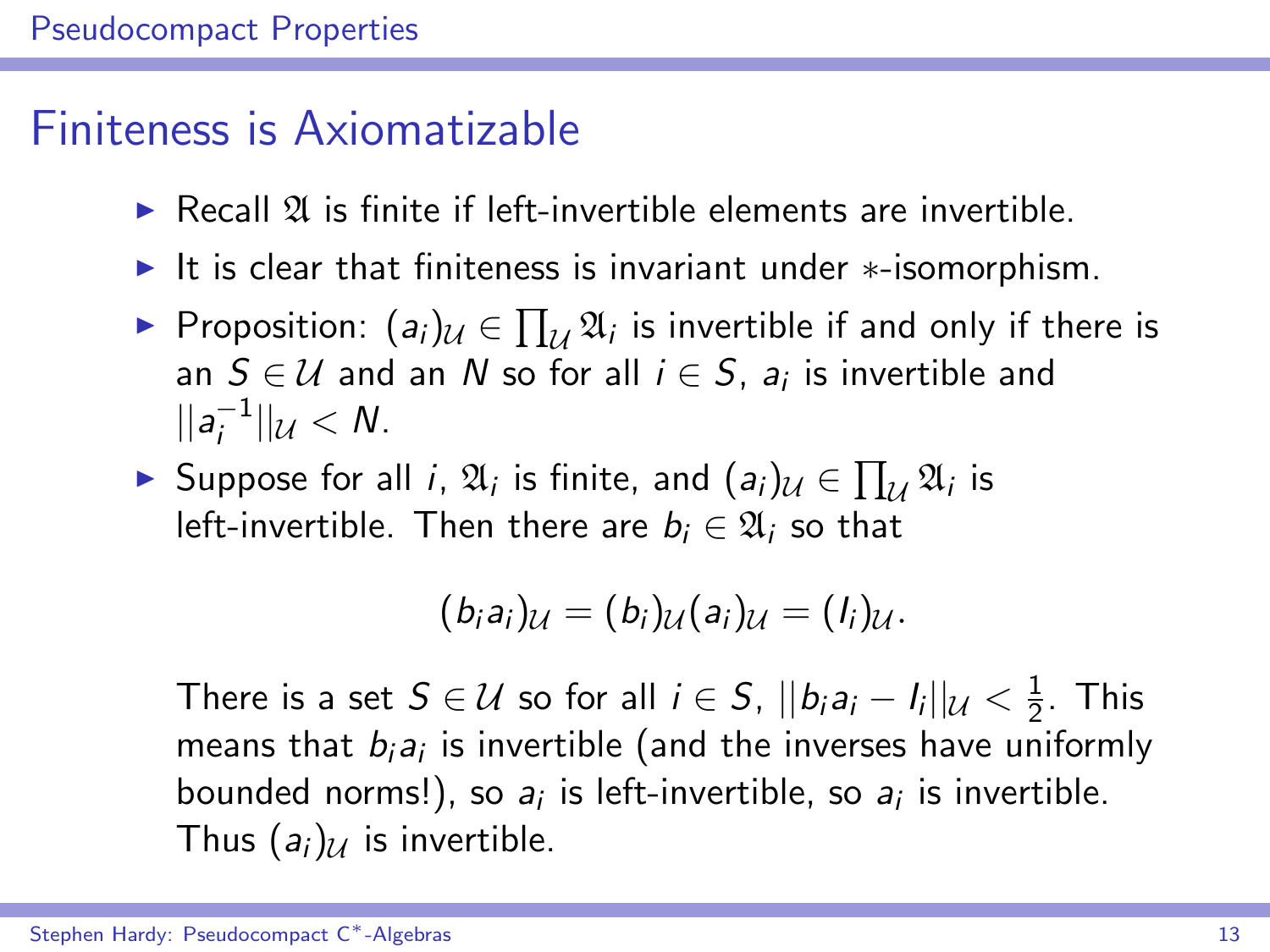# Finiteness is Axiomatizable

- Recall $\mathfrak{A}$ is finite if left-invertible elements are invertible.
- It is clear that finiteness is invariant under $*$-isomorphism.
- Proposition: $(a_i)_\mathcal{U} \in \prod_\mathcal{U} \mathfrak{A}_i$ is invertible if and only if there is an $S \in \mathcal{U}$ and an $N$ so for all $i \in S$, $a_i$ is invertible and $||a_i^{-1}||_\mathcal{U} < N$.
- Suppose for all $i$, $\mathfrak{A}_i$ is finite, and $(a_i)_\mathcal{U} \in \prod_\mathcal{U} \mathfrak{A}_i$ is left-invertible. Then there are $b_i \in \mathfrak{A}_i$ so that

$$(b_i a_i)_\mathcal{U} = (b_i)_\mathcal{U}(a_i)_\mathcal{U} = (I_i)_\mathcal{U}.$$

  There is a set $S \in \mathcal{U}$ so for all $i \in S$, $||b_i a_i - I_i||_\mathcal{U} < \frac{1}{2}$. This means that $b_i a_i$ is invertible (and the inverses have uniformly bounded norms!), so $a_i$ is left-invertible, so $a_i$ is invertible. Thus $(a_i)_\mathcal{U}$ is invertible.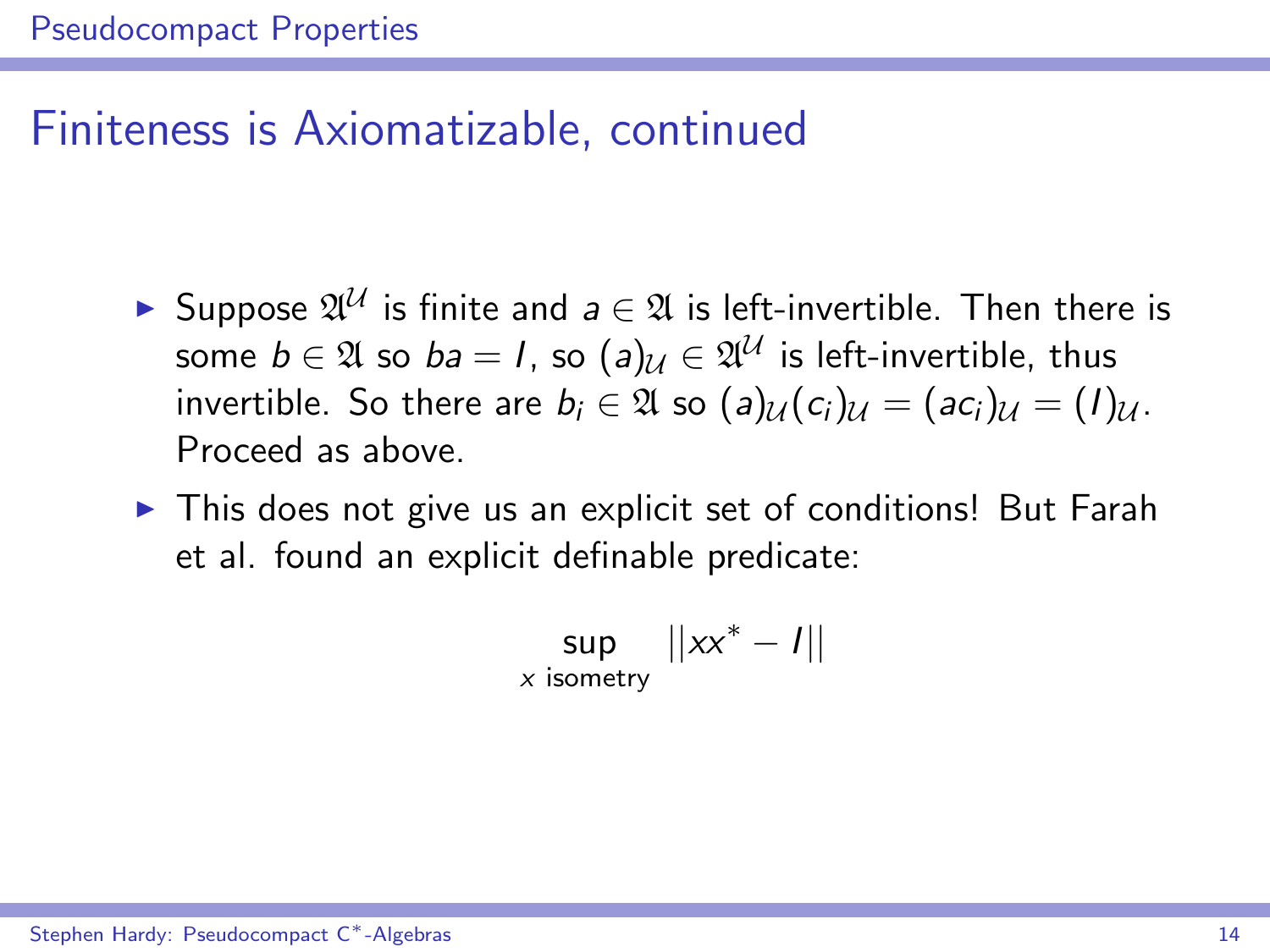## Finiteness is Axiomatizable, continued

- Suppose $\mathfrak{A}^{\mathcal{U}}$ is finite and $a \in \mathfrak{A}$ is left-invertible. Then there is some $b \in \mathfrak{A}$ so $ba = I$, so $(a)_{\mathcal{U}} \in \mathfrak{A}^{\mathcal{U}}$ is left-invertible, thus invertible. So there are $b_i \in \mathfrak{A}$ so $(a)_{\mathcal{U}}(c_i)_{\mathcal{U}} = (ac_i)_{\mathcal{U}} = (I)_{\mathcal{U}}$. Proceed as above.
- This does not give us an explicit set of conditions! But Farah et al. found an explicit definable predicate:

$$\sup_{x \text{ isometry}} ||xx^* - I||$$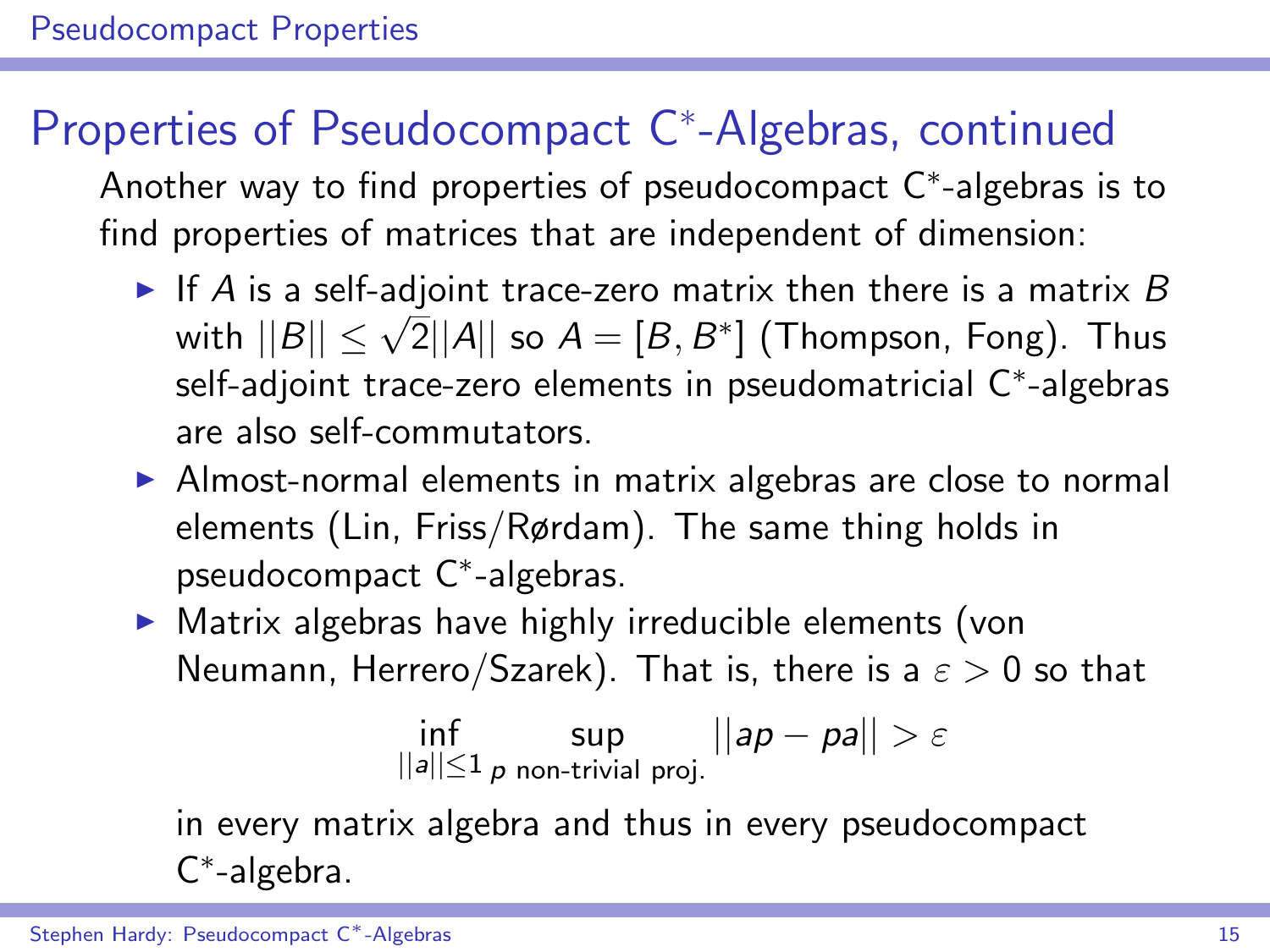## Properties of Pseudocompact C$^*$-Algebras, continued

Another way to find properties of pseudocompact C$^*$-algebras is to find properties of matrices that are independent of dimension:

- If $A$ is a self-adjoint trace-zero matrix then there is a matrix $B$ with $||B|| \leq \sqrt{2}||A||$ so $A = [B, B^*]$ (Thompson, Fong). Thus self-adjoint trace-zero elements in pseudomatricial C$^*$-algebras are also self-commutators.
- Almost-normal elements in matrix algebras are close to normal elements (Lin, Friss/Rørdam). The same thing holds in pseudocompact C$^*$-algebras.
- Matrix algebras have highly irreducible elements (von Neumann, Herrero/Szarek). That is, there is a $\varepsilon > 0$ so that

$$\inf_{||a|| \leq 1} \sup_{p \text{ non-trivial proj.}} ||ap - pa|| > \varepsilon$$

  in every matrix algebra and thus in every pseudocompact C$^*$-algebra.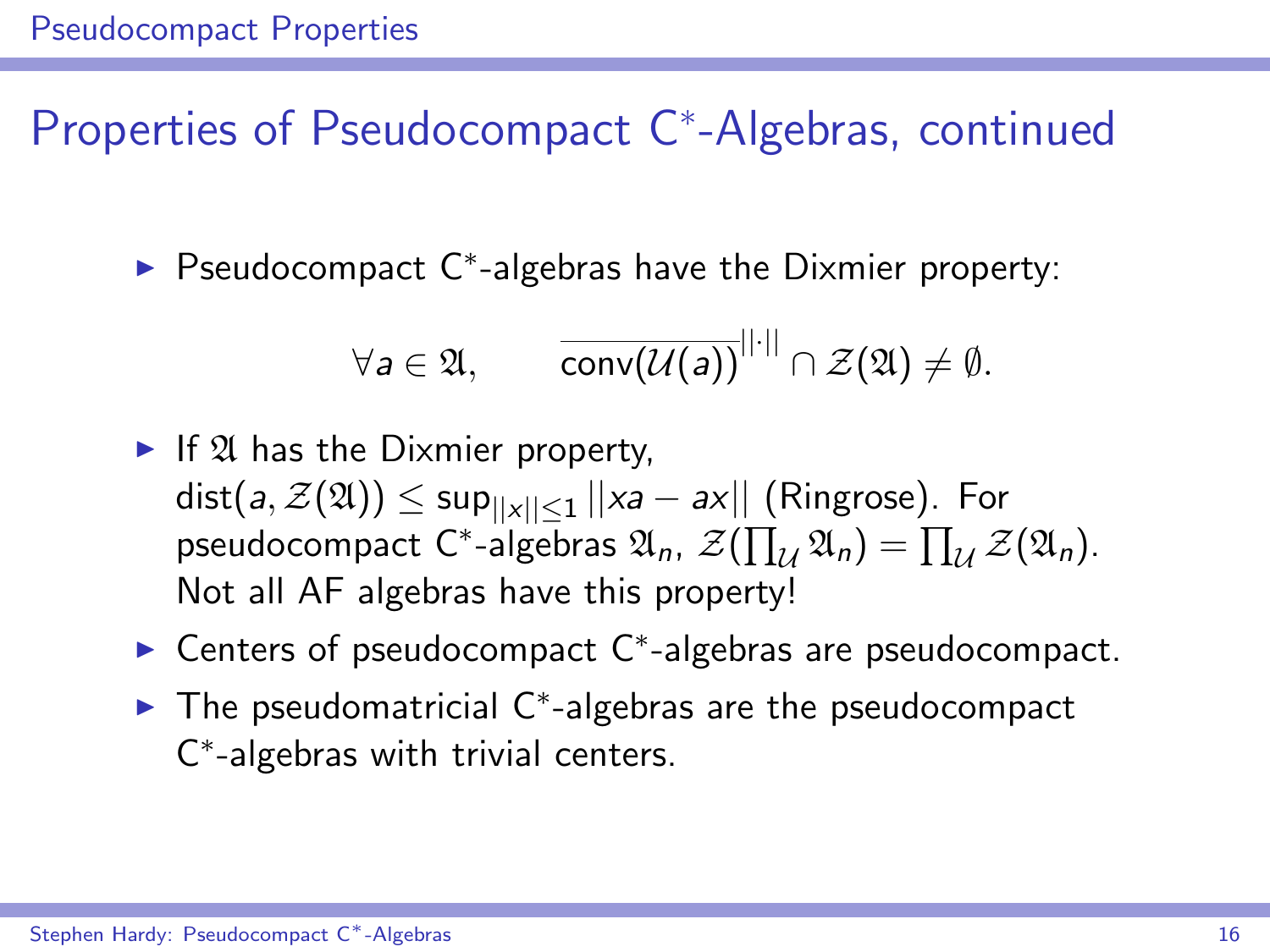## Properties of Pseudocompact C*-Algebras, continued

- Pseudocompact C*-algebras have the Dixmier property:

$$\forall a \in \mathfrak{A}, \qquad \overline{\mathrm{conv}(\mathcal{U}(a))}^{||\cdot||} \cap \mathcal{Z}(\mathfrak{A}) \neq \emptyset.$$

- If $\mathfrak{A}$ has the Dixmier property, $\mathrm{dist}(a, \mathcal{Z}(\mathfrak{A})) \leq \sup_{||x|| \leq 1} ||xa - ax||$ (Ringrose). For pseudocompact C*-algebras $\mathfrak{A}_n$, $\mathcal{Z}(\prod_{\mathcal{U}} \mathfrak{A}_n) = \prod_{\mathcal{U}} \mathcal{Z}(\mathfrak{A}_n)$. Not all AF algebras have this property!
- Centers of pseudocompact C*-algebras are pseudocompact.
- The pseudomatricial C*-algebras are the pseudocompact C*-algebras with trivial centers.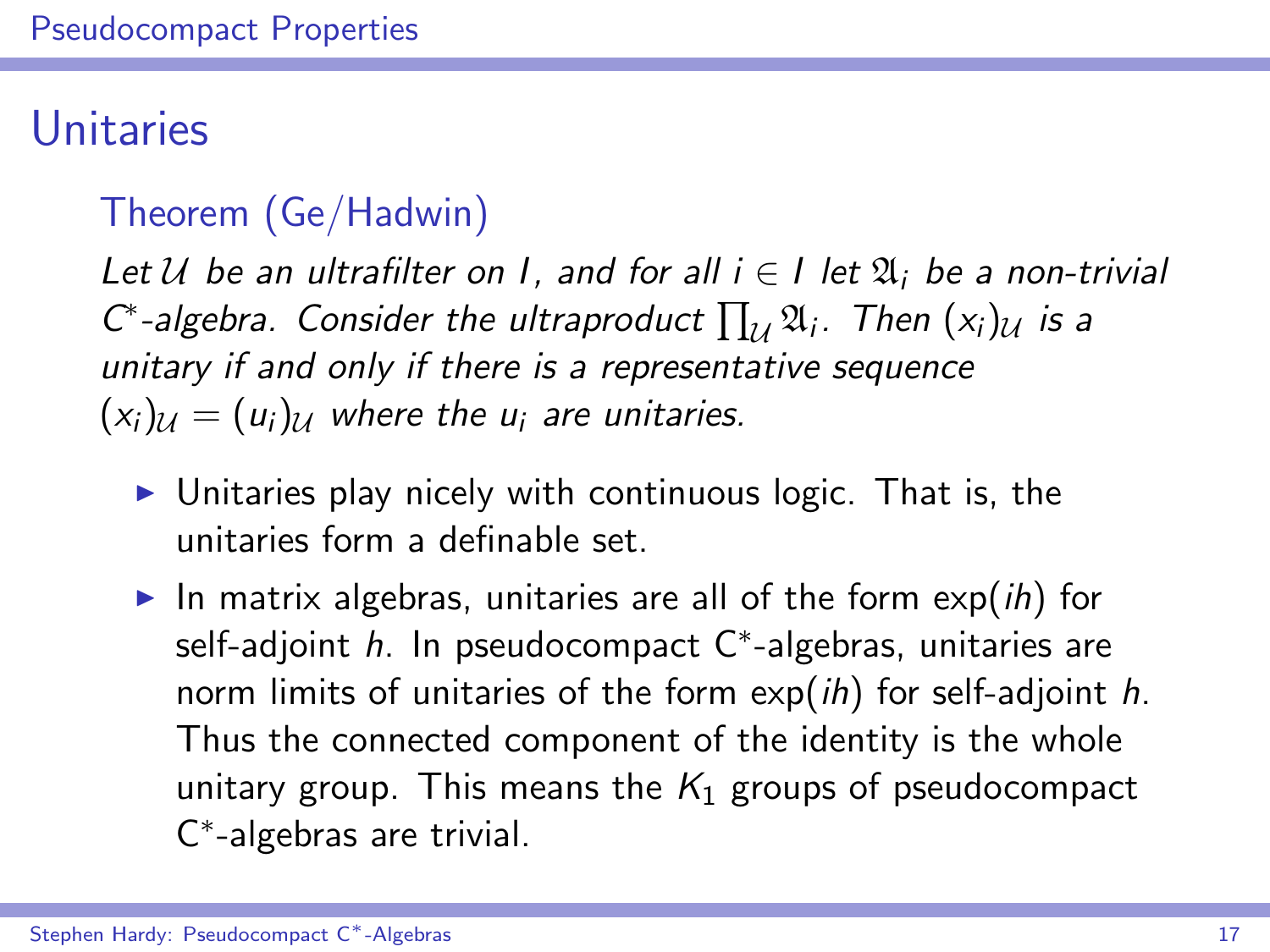## Unitaries

**Theorem (Ge/Hadwin)**

*Let $\mathcal{U}$ be an ultrafilter on $I$, and for all $i \in I$ let $\mathfrak{A}_i$ be a non-trivial $C^*$-algebra. Consider the ultraproduct $\prod_{\mathcal{U}} \mathfrak{A}_i$. Then $(x_i)_{\mathcal{U}}$ is a unitary if and only if there is a representative sequence $(x_i)_{\mathcal{U}} = (u_i)_{\mathcal{U}}$ where the $u_i$ are unitaries.*

- Unitaries play nicely with continuous logic. That is, the unitaries form a definable set.
- In matrix algebras, unitaries are all of the form $\exp(ih)$ for self-adjoint $h$. In pseudocompact C$^*$-algebras, unitaries are norm limits of unitaries of the form $\exp(ih)$ for self-adjoint $h$. Thus the connected component of the identity is the whole unitary group. This means the $K_1$ groups of pseudocompact C$^*$-algebras are trivial.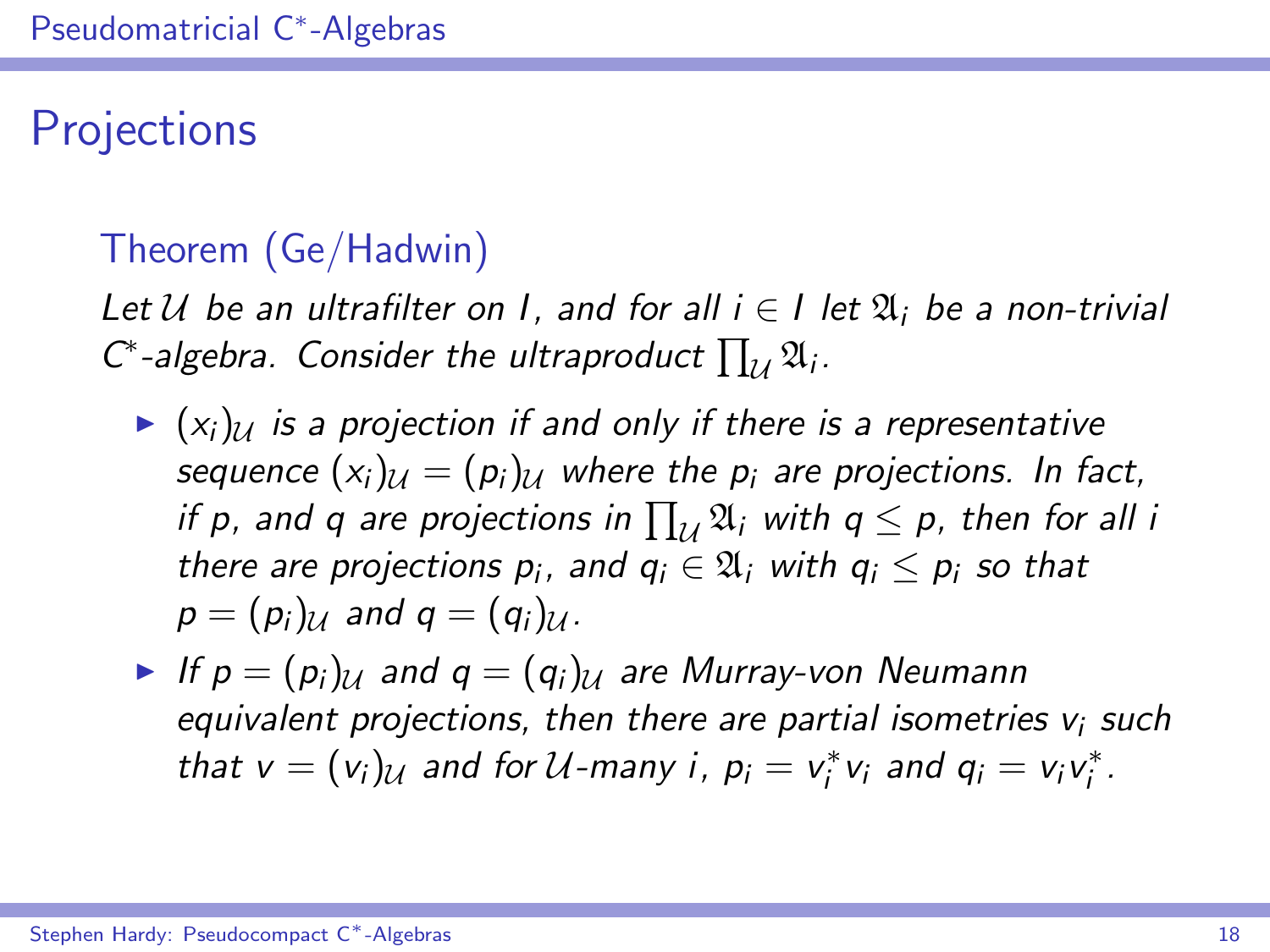# Projections

## Theorem (Ge/Hadwin)

*Let $\mathcal{U}$ be an ultrafilter on $I$, and for all $i \in I$ let $\mathfrak{A}_i$ be a non-trivial $C^*$-algebra. Consider the ultraproduct $\prod_{\mathcal{U}} \mathfrak{A}_i$.*

- *$(x_i)_{\mathcal{U}}$ is a projection if and only if there is a representative sequence $(x_i)_{\mathcal{U}} = (p_i)_{\mathcal{U}}$ where the $p_i$ are projections. In fact, if $p$, and $q$ are projections in $\prod_{\mathcal{U}} \mathfrak{A}_i$ with $q \leq p$, then for all $i$ there are projections $p_i$, and $q_i \in \mathfrak{A}_i$ with $q_i \leq p_i$ so that $p = (p_i)_{\mathcal{U}}$ and $q = (q_i)_{\mathcal{U}}$.*
- *If $p = (p_i)_{\mathcal{U}}$ and $q = (q_i)_{\mathcal{U}}$ are Murray-von Neumann equivalent projections, then there are partial isometries $v_i$ such that $v = (v_i)_{\mathcal{U}}$ and for $\mathcal{U}$-many $i$, $p_i = v_i^* v_i$ and $q_i = v_i v_i^*$.*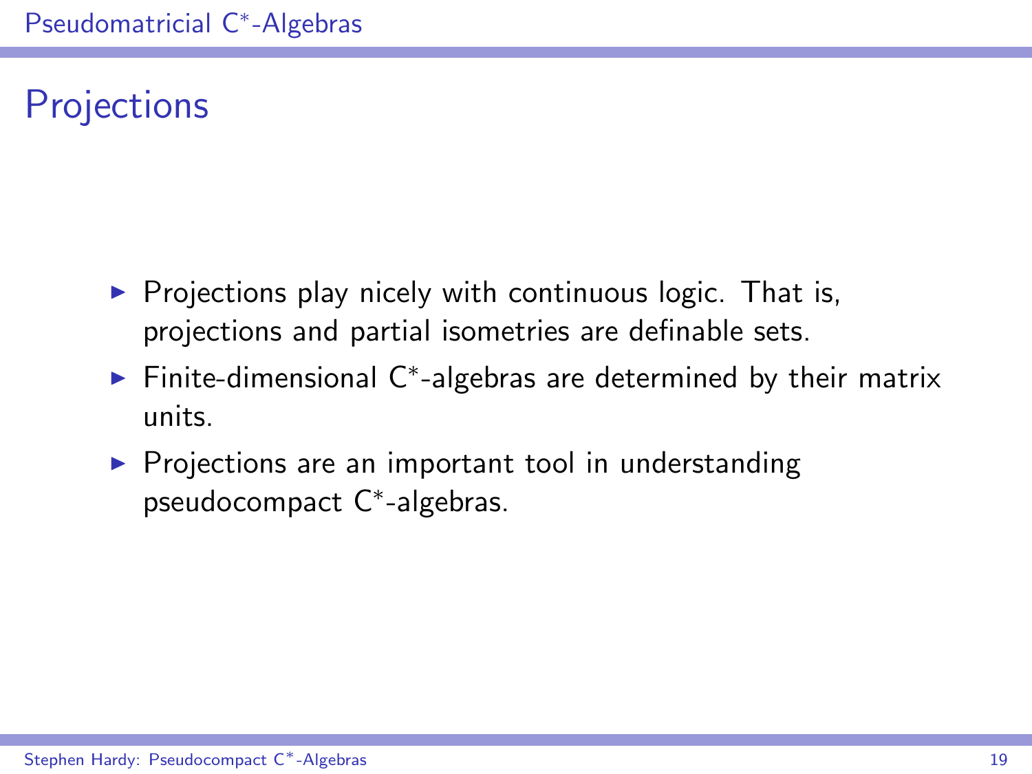# Projections

- Projections play nicely with continuous logic. That is, projections and partial isometries are definable sets.
- Finite-dimensional C*-algebras are determined by their matrix units.
- Projections are an important tool in understanding pseudocompact C*-algebras.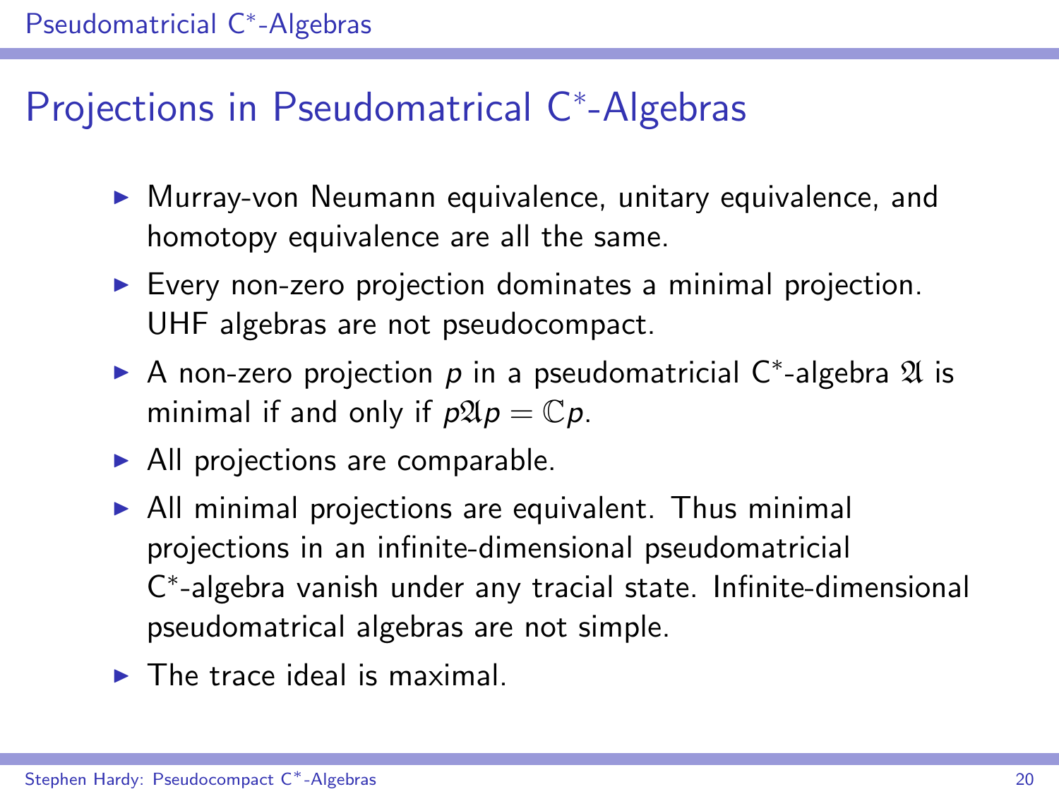## Projections in Pseudomatrical C*-Algebras

- Murray-von Neumann equivalence, unitary equivalence, and homotopy equivalence are all the same.
- Every non-zero projection dominates a minimal projection. UHF algebras are not pseudocompact.
- A non-zero projection $p$ in a pseudomatricial C*-algebra $\mathfrak{A}$ is minimal if and only if $p\mathfrak{A}p = \mathbb{C}p$.
- All projections are comparable.
- All minimal projections are equivalent. Thus minimal projections in an infinite-dimensional pseudomatricial C*-algebra vanish under any tracial state. Infinite-dimensional pseudomatrical algebras are not simple.
- The trace ideal is maximal.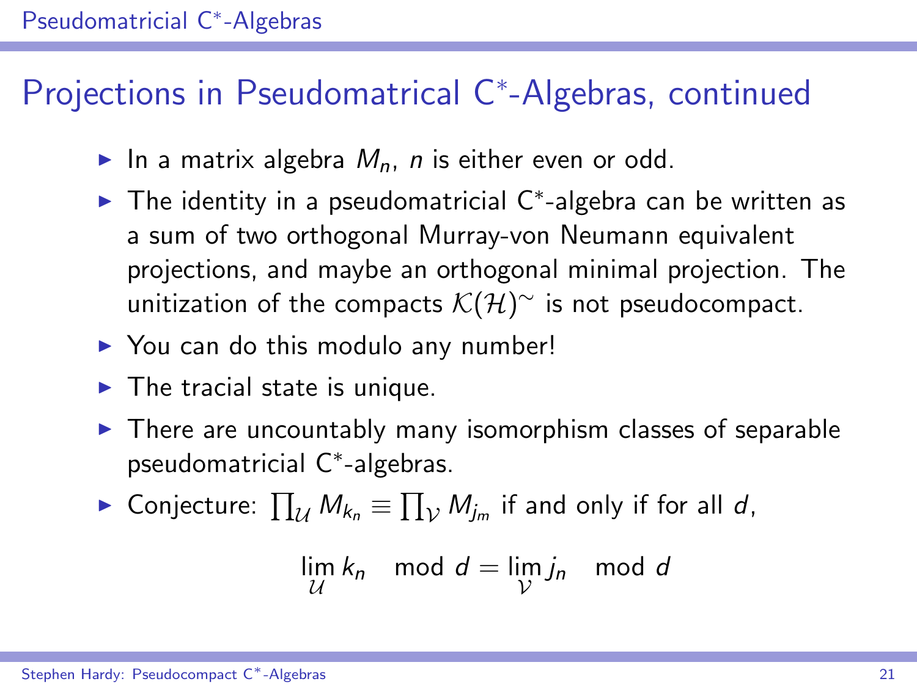## Projections in Pseudomatrical C*-Algebras, continued

- In a matrix algebra $M_n$, $n$ is either even or odd.
- The identity in a pseudomatricial C*-algebra can be written as a sum of two orthogonal Murray-von Neumann equivalent projections, and maybe an orthogonal minimal projection. The unitization of the compacts $\mathcal{K}(\mathcal{H})^\sim$ is not pseudocompact.
- You can do this modulo any number!
- The tracial state is unique.
- There are uncountably many isomorphism classes of separable pseudomatricial C*-algebras.
- Conjecture: $\prod_{\mathcal{U}} M_{k_n} \equiv \prod_{\mathcal{V}} M_{j_m}$ if and only if for all $d$,

$$\lim_{\mathcal{U}} k_n \mod d = \lim_{\mathcal{V}} j_n \mod d$$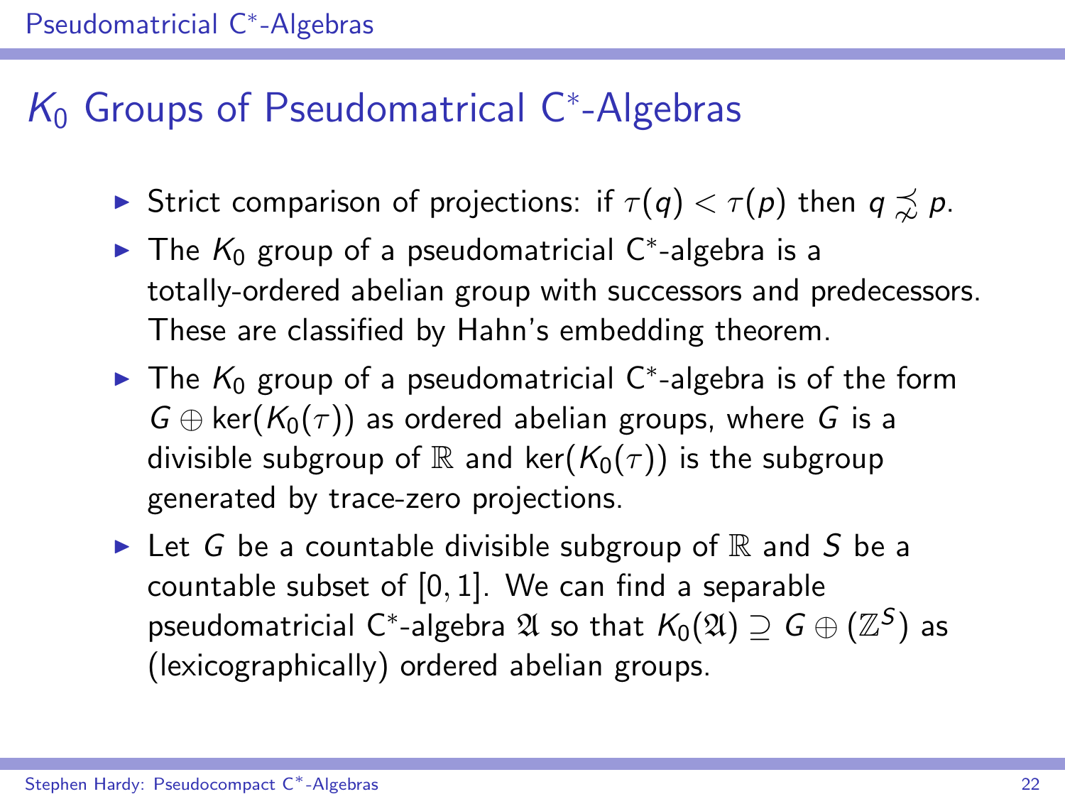## $K_0$ Groups of Pseudomatrical C*-Algebras

- Strict comparison of projections: if $\tau(q) < \tau(p)$ then $q \precsim_{\not\sim} p$.
- The $K_0$ group of a pseudomatricial C*-algebra is a totally-ordered abelian group with successors and predecessors. These are classified by Hahn's embedding theorem.
- The $K_0$ group of a pseudomatricial C*-algebra is of the form $G \oplus \ker(K_0(\tau))$ as ordered abelian groups, where $G$ is a divisible subgroup of $\mathbb{R}$ and $\ker(K_0(\tau))$ is the subgroup generated by trace-zero projections.
- Let $G$ be a countable divisible subgroup of $\mathbb{R}$ and $S$ be a countable subset of $[0, 1]$. We can find a separable pseudomatricial C*-algebra $\mathfrak{A}$ so that $K_0(\mathfrak{A}) \supseteq G \oplus (\mathbb{Z}^S)$ as (lexicographically) ordered abelian groups.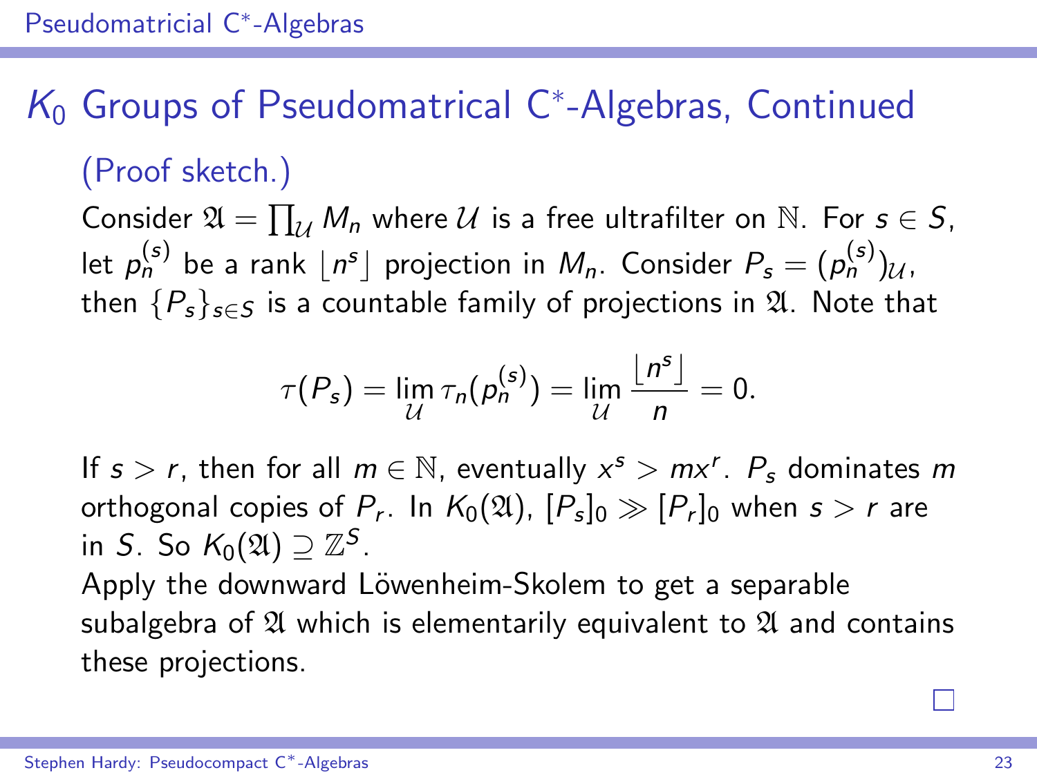# $K_0$ Groups of Pseudomatrical C*-Algebras, Continued

(Proof sketch.)

Consider $\mathfrak{A} = \prod_{\mathcal{U}} M_n$ where $\mathcal{U}$ is a free ultrafilter on $\mathbb{N}$. For $s \in S$, let $p_n^{(s)}$ be a rank $\lfloor n^s \rfloor$ projection in $M_n$. Consider $P_s = (p_n^{(s)})_{\mathcal{U}}$, then $\{P_s\}_{s \in S}$ is a countable family of projections in $\mathfrak{A}$. Note that

$$\tau(P_s) = \lim_{\mathcal{U}} \tau_n(p_n^{(s)}) = \lim_{\mathcal{U}} \frac{\lfloor n^s \rfloor}{n} = 0.$$

If $s > r$, then for all $m \in \mathbb{N}$, eventually $x^s > mx^r$. $P_s$ dominates $m$ orthogonal copies of $P_r$. In $K_0(\mathfrak{A})$, $[P_s]_0 \gg [P_r]_0$ when $s > r$ are in $S$. So $K_0(\mathfrak{A}) \supseteq \mathbb{Z}^S$.

Apply the downward Löwenheim-Skolem to get a separable subalgebra of $\mathfrak{A}$ which is elementarily equivalent to $\mathfrak{A}$ and contains these projections.

□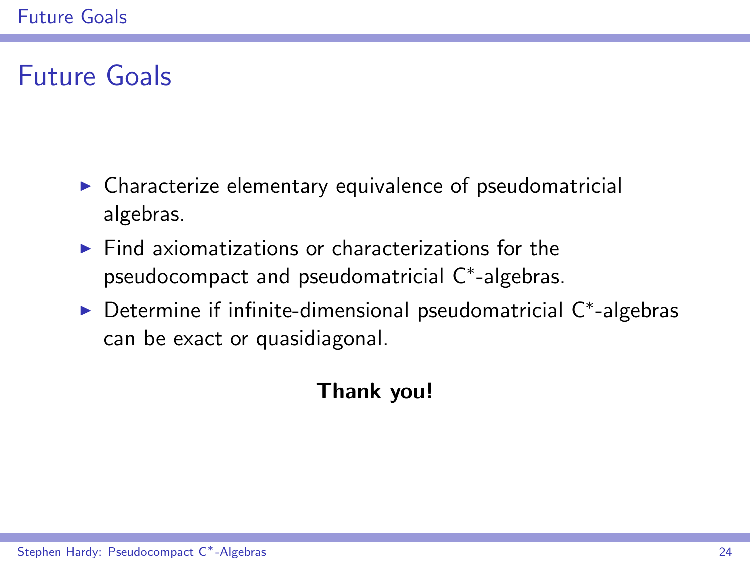# Future Goals

- Characterize elementary equivalence of pseudomatricial algebras.
- Find axiomatizations or characterizations for the pseudocompact and pseudomatricial C$^*$-algebras.
- Determine if infinite-dimensional pseudomatricial C$^*$-algebras can be exact or quasidiagonal.

**Thank you!**